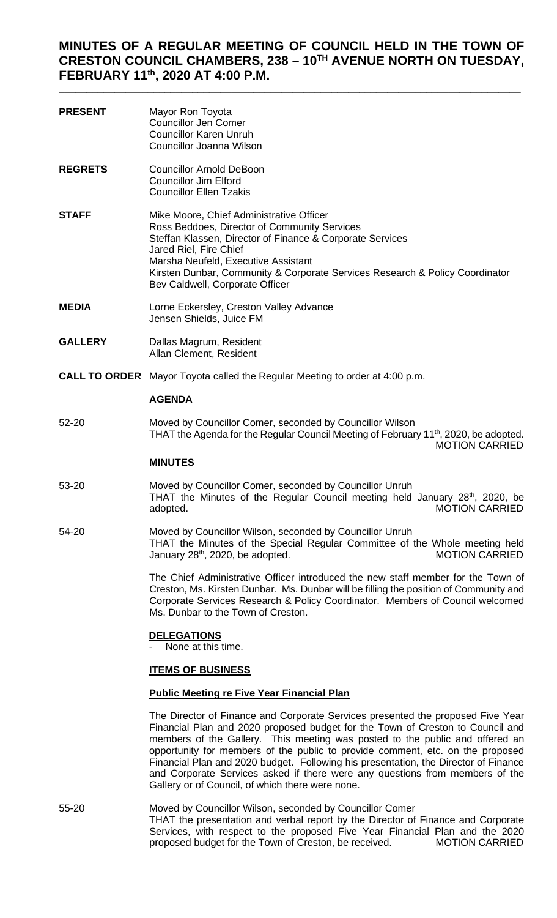# MINUTES OF A REGULAR MEETING OF COUNCIL HELD IN THE TOWN OF CRESTON COUNCIL CHAMBERS, 238 – 10TH AVENUE NORTH ON TUESDAY, FEBRUARY 11th, 2020 AT 4:00 P.M.

**PRESENT** Mayor Ron Toyota
Councillor Jen Comer
Councillor Karen Unruh
Councillor Joanna Wilson

**REGRETS** Councillor Arnold DeBoon
Councillor Jim Elford
Councillor Ellen Tzakis

**STAFF** Mike Moore, Chief Administrative Officer
Ross Beddoes, Director of Community Services
Steffan Klassen, Director of Finance & Corporate Services
Jared Riel, Fire Chief
Marsha Neufeld, Executive Assistant
Kirsten Dunbar, Community & Corporate Services Research & Policy Coordinator
Bev Caldwell, Corporate Officer

**MEDIA** Lorne Eckersley, Creston Valley Advance
Jensen Shields, Juice FM

**GALLERY** Dallas Magrum, Resident
Allan Clement, Resident

**CALL TO ORDER** Mayor Toyota called the Regular Meeting to order at 4:00 p.m.

**AGENDA**

52-20 Moved by Councillor Comer, seconded by Councillor Wilson
THAT the Agenda for the Regular Council Meeting of February 11th, 2020, be adopted.
MOTION CARRIED

**MINUTES**

53-20 Moved by Councillor Comer, seconded by Councillor Unruh
THAT the Minutes of the Regular Council meeting held January 28th, 2020, be adopted.
MOTION CARRIED

54-20 Moved by Councillor Wilson, seconded by Councillor Unruh
THAT the Minutes of the Special Regular Committee of the Whole meeting held January 28th, 2020, be adopted.
MOTION CARRIED

The Chief Administrative Officer introduced the new staff member for the Town of Creston, Ms. Kirsten Dunbar. Ms. Dunbar will be filling the position of Community and Corporate Services Research & Policy Coordinator. Members of Council welcomed Ms. Dunbar to the Town of Creston.

**DELEGATIONS**

- None at this time.

**ITEMS OF BUSINESS**

**Public Meeting re Five Year Financial Plan**

The Director of Finance and Corporate Services presented the proposed Five Year Financial Plan and 2020 proposed budget for the Town of Creston to Council and members of the Gallery. This meeting was posted to the public and offered an opportunity for members of the public to provide comment, etc. on the proposed Financial Plan and 2020 budget. Following his presentation, the Director of Finance and Corporate Services asked if there were any questions from members of the Gallery or of Council, of which there were none.

55-20 Moved by Councillor Wilson, seconded by Councillor Comer
THAT the presentation and verbal report by the Director of Finance and Corporate Services, with respect to the proposed Five Year Financial Plan and the 2020 proposed budget for the Town of Creston, be received.
MOTION CARRIED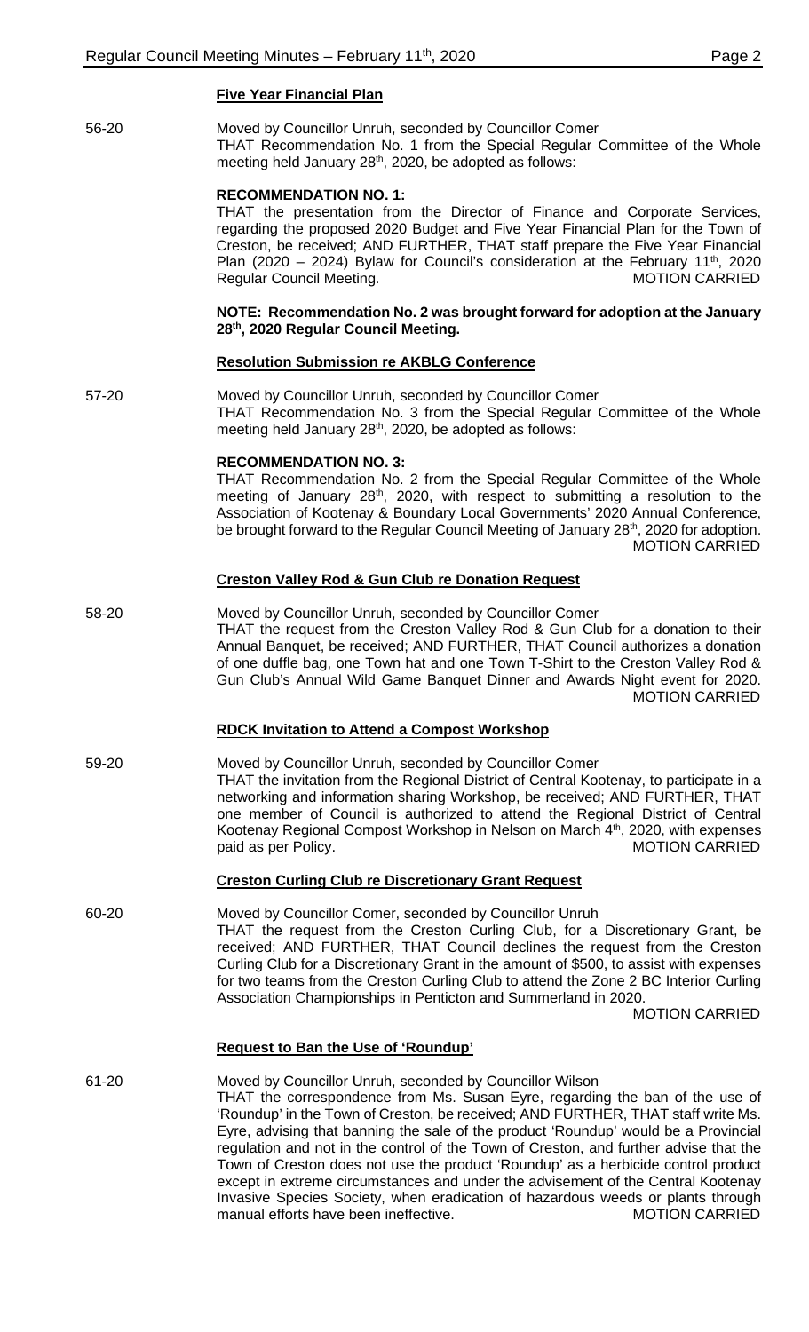### Five Year Financial Plan

56-20 Moved by Councillor Unruh, seconded by Councillor Comer
THAT Recommendation No. 1 from the Special Regular Committee of the Whole meeting held January 28th, 2020, be adopted as follows:

**RECOMMENDATION NO. 1:**
THAT the presentation from the Director of Finance and Corporate Services, regarding the proposed 2020 Budget and Five Year Financial Plan for the Town of Creston, be received; AND FURTHER, THAT staff prepare the Five Year Financial Plan (2020 – 2024) Bylaw for Council's consideration at the February 11th, 2020 Regular Council Meeting. MOTION CARRIED

**NOTE: Recommendation No. 2 was brought forward for adoption at the January 28th, 2020 Regular Council Meeting.**

### Resolution Submission re AKBLG Conference

57-20 Moved by Councillor Unruh, seconded by Councillor Comer
THAT Recommendation No. 3 from the Special Regular Committee of the Whole meeting held January 28th, 2020, be adopted as follows:

**RECOMMENDATION NO. 3:**
THAT Recommendation No. 2 from the Special Regular Committee of the Whole meeting of January 28th, 2020, with respect to submitting a resolution to the Association of Kootenay & Boundary Local Governments' 2020 Annual Conference, be brought forward to the Regular Council Meeting of January 28th, 2020 for adoption. MOTION CARRIED

### Creston Valley Rod & Gun Club re Donation Request

58-20 Moved by Councillor Unruh, seconded by Councillor Comer
THAT the request from the Creston Valley Rod & Gun Club for a donation to their Annual Banquet, be received; AND FURTHER, THAT Council authorizes a donation of one duffle bag, one Town hat and one Town T-Shirt to the Creston Valley Rod & Gun Club's Annual Wild Game Banquet Dinner and Awards Night event for 2020. MOTION CARRIED

### RDCK Invitation to Attend a Compost Workshop

59-20 Moved by Councillor Unruh, seconded by Councillor Comer
THAT the invitation from the Regional District of Central Kootenay, to participate in a networking and information sharing Workshop, be received; AND FURTHER, THAT one member of Council is authorized to attend the Regional District of Central Kootenay Regional Compost Workshop in Nelson on March 4th, 2020, with expenses paid as per Policy. MOTION CARRIED

### Creston Curling Club re Discretionary Grant Request

60-20 Moved by Councillor Comer, seconded by Councillor Unruh
THAT the request from the Creston Curling Club, for a Discretionary Grant, be received; AND FURTHER, THAT Council declines the request from the Creston Curling Club for a Discretionary Grant in the amount of $500, to assist with expenses for two teams from the Creston Curling Club to attend the Zone 2 BC Interior Curling Association Championships in Penticton and Summerland in 2020. MOTION CARRIED

### Request to Ban the Use of 'Roundup'

61-20 Moved by Councillor Unruh, seconded by Councillor Wilson
THAT the correspondence from Ms. Susan Eyre, regarding the ban of the use of 'Roundup' in the Town of Creston, be received; AND FURTHER, THAT staff write Ms. Eyre, advising that banning the sale of the product 'Roundup' would be a Provincial regulation and not in the control of the Town of Creston, and further advise that the Town of Creston does not use the product 'Roundup' as a herbicide control product except in extreme circumstances and under the advisement of the Central Kootenay Invasive Species Society, when eradication of hazardous weeds or plants through manual efforts have been ineffective. MOTION CARRIED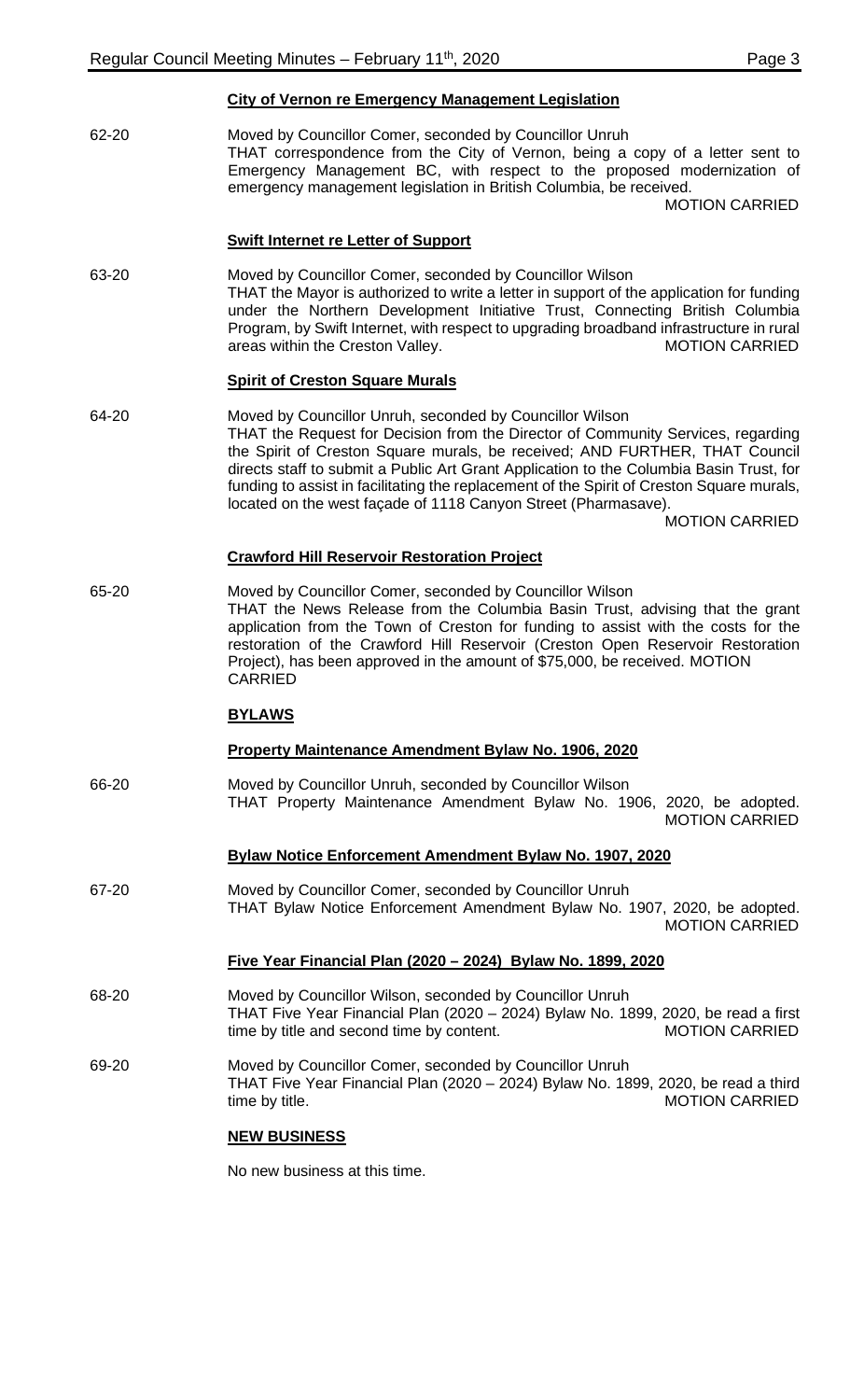**City of Vernon re Emergency Management Legislation**

62-20 Moved by Councillor Comer, seconded by Councillor Unruh
THAT correspondence from the City of Vernon, being a copy of a letter sent to Emergency Management BC, with respect to the proposed modernization of emergency management legislation in British Columbia, be received.
MOTION CARRIED

**Swift Internet re Letter of Support**

63-20 Moved by Councillor Comer, seconded by Councillor Wilson
THAT the Mayor is authorized to write a letter in support of the application for funding under the Northern Development Initiative Trust, Connecting British Columbia Program, by Swift Internet, with respect to upgrading broadband infrastructure in rural areas within the Creston Valley. MOTION CARRIED

**Spirit of Creston Square Murals**

64-20 Moved by Councillor Unruh, seconded by Councillor Wilson
THAT the Request for Decision from the Director of Community Services, regarding the Spirit of Creston Square murals, be received; AND FURTHER, THAT Council directs staff to submit a Public Art Grant Application to the Columbia Basin Trust, for funding to assist in facilitating the replacement of the Spirit of Creston Square murals, located on the west façade of 1118 Canyon Street (Pharmasave).
MOTION CARRIED

**Crawford Hill Reservoir Restoration Project**

65-20 Moved by Councillor Comer, seconded by Councillor Wilson
THAT the News Release from the Columbia Basin Trust, advising that the grant application from the Town of Creston for funding to assist with the costs for the restoration of the Crawford Hill Reservoir (Creston Open Reservoir Restoration Project), has been approved in the amount of $75,000, be received. MOTION CARRIED

**BYLAWS**

**Property Maintenance Amendment Bylaw No. 1906, 2020**

66-20 Moved by Councillor Unruh, seconded by Councillor Wilson
THAT Property Maintenance Amendment Bylaw No. 1906, 2020, be adopted.
MOTION CARRIED

**Bylaw Notice Enforcement Amendment Bylaw No. 1907, 2020**

67-20 Moved by Councillor Comer, seconded by Councillor Unruh
THAT Bylaw Notice Enforcement Amendment Bylaw No. 1907, 2020, be adopted.
MOTION CARRIED

**Five Year Financial Plan (2020 – 2024) Bylaw No. 1899, 2020**

68-20 Moved by Councillor Wilson, seconded by Councillor Unruh
THAT Five Year Financial Plan (2020 – 2024) Bylaw No. 1899, 2020, be read a first time by title and second time by content. MOTION CARRIED

69-20 Moved by Councillor Comer, seconded by Councillor Unruh
THAT Five Year Financial Plan (2020 – 2024) Bylaw No. 1899, 2020, be read a third time by title. MOTION CARRIED

**NEW BUSINESS**

No new business at this time.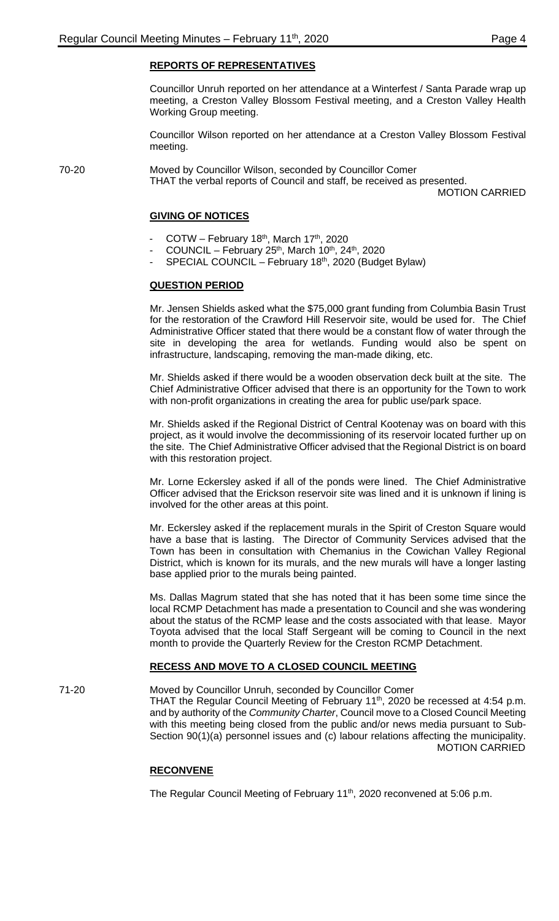## REPORTS OF REPRESENTATIVES

Councillor Unruh reported on her attendance at a Winterfest / Santa Parade wrap up meeting, a Creston Valley Blossom Festival meeting, and a Creston Valley Health Working Group meeting.

Councillor Wilson reported on her attendance at a Creston Valley Blossom Festival meeting.

70-20 Moved by Councillor Wilson, seconded by Councillor Comer
THAT the verbal reports of Council and staff, be received as presented.

MOTION CARRIED

## GIVING OF NOTICES

- COTW – February 18th, March 17th, 2020
- COUNCIL – February 25th, March 10th, 24th, 2020
- SPECIAL COUNCIL – February 18th, 2020 (Budget Bylaw)

## QUESTION PERIOD

Mr. Jensen Shields asked what the $75,000 grant funding from Columbia Basin Trust for the restoration of the Crawford Hill Reservoir site, would be used for. The Chief Administrative Officer stated that there would be a constant flow of water through the site in developing the area for wetlands. Funding would also be spent on infrastructure, landscaping, removing the man-made diking, etc.

Mr. Shields asked if there would be a wooden observation deck built at the site. The Chief Administrative Officer advised that there is an opportunity for the Town to work with non-profit organizations in creating the area for public use/park space.

Mr. Shields asked if the Regional District of Central Kootenay was on board with this project, as it would involve the decommissioning of its reservoir located further up on the site. The Chief Administrative Officer advised that the Regional District is on board with this restoration project.

Mr. Lorne Eckersley asked if all of the ponds were lined. The Chief Administrative Officer advised that the Erickson reservoir site was lined and it is unknown if lining is involved for the other areas at this point.

Mr. Eckersley asked if the replacement murals in the Spirit of Creston Square would have a base that is lasting. The Director of Community Services advised that the Town has been in consultation with Chemanius in the Cowichan Valley Regional District, which is known for its murals, and the new murals will have a longer lasting base applied prior to the murals being painted.

Ms. Dallas Magrum stated that she has noted that it has been some time since the local RCMP Detachment has made a presentation to Council and she was wondering about the status of the RCMP lease and the costs associated with that lease. Mayor Toyota advised that the local Staff Sergeant will be coming to Council in the next month to provide the Quarterly Review for the Creston RCMP Detachment.

## RECESS AND MOVE TO A CLOSED COUNCIL MEETING

71-20 Moved by Councillor Unruh, seconded by Councillor Comer
THAT the Regular Council Meeting of February 11th, 2020 be recessed at 4:54 p.m. and by authority of the *Community Charter*, Council move to a Closed Council Meeting with this meeting being closed from the public and/or news media pursuant to Sub-Section 90(1)(a) personnel issues and (c) labour relations affecting the municipality.

MOTION CARRIED

## RECONVENE

The Regular Council Meeting of February 11th, 2020 reconvened at 5:06 p.m.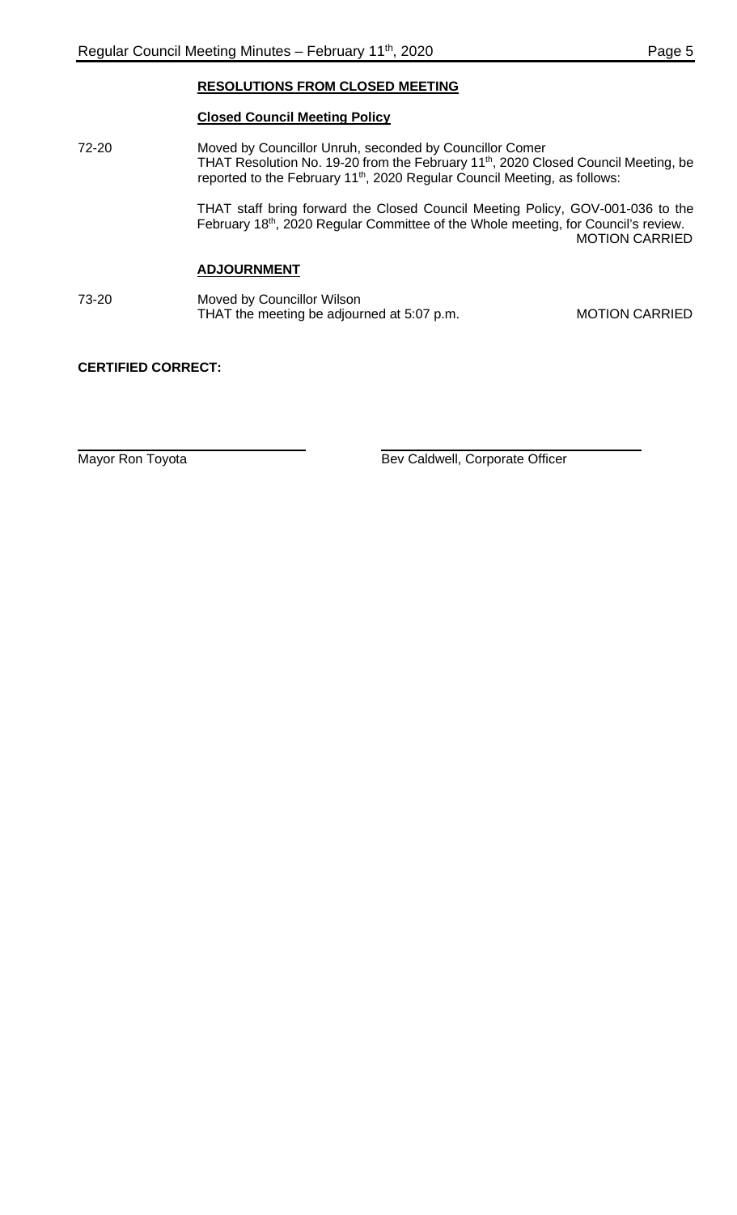## RESOLUTIONS FROM CLOSED MEETING

### Closed Council Meeting Policy

72-20 Moved by Councillor Unruh, seconded by Councillor Comer
THAT Resolution No. 19-20 from the February 11th, 2020 Closed Council Meeting, be reported to the February 11th, 2020 Regular Council Meeting, as follows:

THAT staff bring forward the Closed Council Meeting Policy, GOV-001-036 to the February 18th, 2020 Regular Committee of the Whole meeting, for Council's review.

MOTION CARRIED

## ADJOURNMENT

73-20 Moved by Councillor Wilson
THAT the meeting be adjourned at 5:07 p.m.

MOTION CARRIED

**CERTIFIED CORRECT:**

Mayor Ron Toyota

Bev Caldwell, Corporate Officer